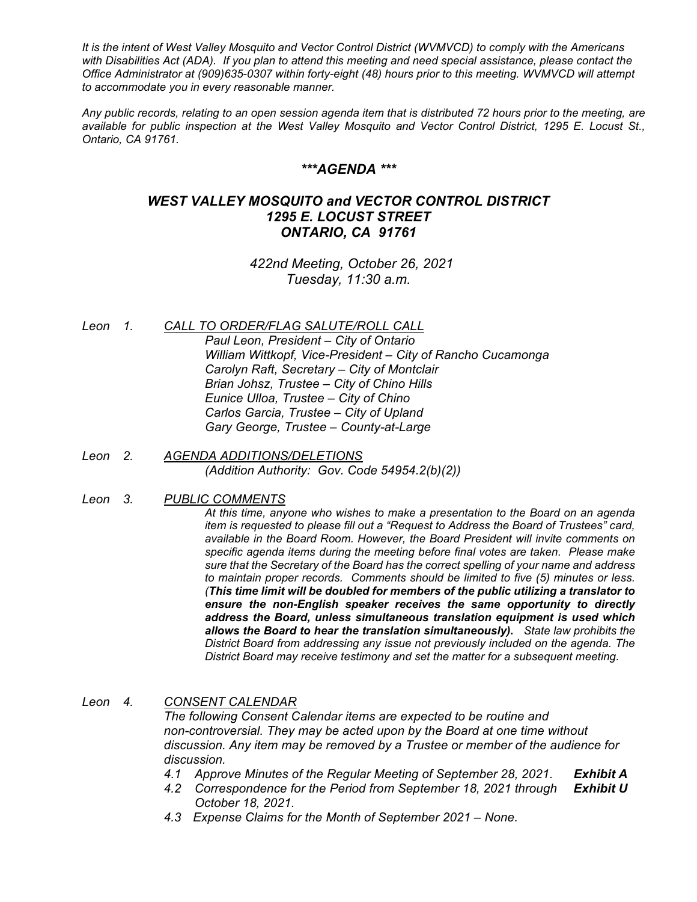*It is the intent of West Valley Mosquito and Vector Control District (WVMVCD) to comply with the Americans with Disabilities Act (ADA). If you plan to attend this meeting and need special assistance, please contact the Office Administrator at (909)635-0307 within forty-eight (48) hours prior to this meeting. WVMVCD will attempt to accommodate you in every reasonable manner.*

*Any public records, relating to an open session agenda item that is distributed 72 hours prior to the meeting, are available for public inspection at the West Valley Mosquito and Vector Control District, 1295 E. Locust St., Ontario, CA 91761.*

# *\*\*\*AGENDA \*\*\**

## *WEST VALLEY MOSQUITO and VECTOR CONTROL DISTRICT*
## *1295 E. LOCUST STREET*
## *ONTARIO, CA 91761*

*422nd Meeting, October 26, 2021*
*Tuesday, 11:30 a.m.*

*Leon 1. CALL TO ORDER/FLAG SALUTE/ROLL CALL*

*Paul Leon, President – City of Ontario*
*William Wittkopf, Vice-President – City of Rancho Cucamonga*
*Carolyn Raft, Secretary – City of Montclair*
*Brian Johsz, Trustee – City of Chino Hills*
*Eunice Ulloa, Trustee – City of Chino*
*Carlos Garcia, Trustee – City of Upland*
*Gary George, Trustee – County-at-Large*

*Leon 2. AGENDA ADDITIONS/DELETIONS*

*(Addition Authority: Gov. Code 54954.2(b)(2))*

*Leon 3. PUBLIC COMMENTS*

*At this time, anyone who wishes to make a presentation to the Board on an agenda item is requested to please fill out a "Request to Address the Board of Trustees" card, available in the Board Room. However, the Board President will invite comments on specific agenda items during the meeting before final votes are taken. Please make sure that the Secretary of the Board has the correct spelling of your name and address to maintain proper records. Comments should be limited to five (5) minutes or less. (**This time limit will be doubled for members of the public utilizing a translator to ensure the non-English speaker receives the same opportunity to directly address the Board, unless simultaneous translation equipment is used which allows the Board to hear the translation simultaneously).** State law prohibits the District Board from addressing any issue not previously included on the agenda. The District Board may receive testimony and set the matter for a subsequent meeting.*

*Leon 4. CONSENT CALENDAR*

*The following Consent Calendar items are expected to be routine and non-controversial. They may be acted upon by the Board at one time without discussion. Any item may be removed by a Trustee or member of the audience for discussion.*

*4.1 Approve Minutes of the Regular Meeting of September 28, 2021.* ***Exhibit A***

*4.2 Correspondence for the Period from September 18, 2021 through October 18, 2021.* ***Exhibit U***

*4.3 Expense Claims for the Month of September 2021 – None.*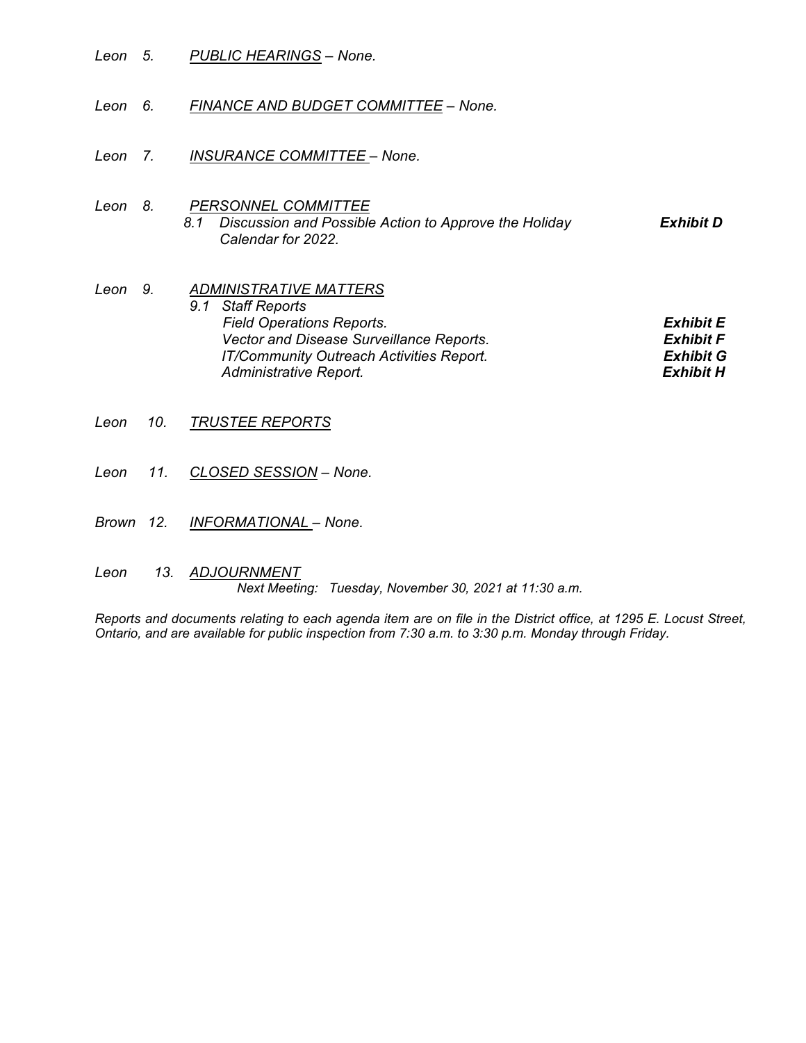*Leon 5. PUBLIC HEARINGS – None.*

*Leon 6. FINANCE AND BUDGET COMMITTEE – None.*

*Leon 7. INSURANCE COMMITTEE – None.*

*Leon 8. PERSONNEL COMMITTEE*

*8.1 Discussion and Possible Action to Approve the Holiday Calendar for 2022.* ***Exhibit D***

*Leon 9. ADMINISTRATIVE MATTERS*

*9.1 Staff Reports*

*Field Operations Reports.* ***Exhibit E***

*Vector and Disease Surveillance Reports.* ***Exhibit F***

*IT/Community Outreach Activities Report.* ***Exhibit G***

*Administrative Report.* ***Exhibit H***

*Leon 10. TRUSTEE REPORTS*

*Leon 11. CLOSED SESSION – None.*

*Brown 12. INFORMATIONAL – None.*

*Leon 13. ADJOURNMENT*

*Next Meeting: Tuesday, November 30, 2021 at 11:30 a.m.*

*Reports and documents relating to each agenda item are on file in the District office, at 1295 E. Locust Street, Ontario, and are available for public inspection from 7:30 a.m. to 3:30 p.m. Monday through Friday.*